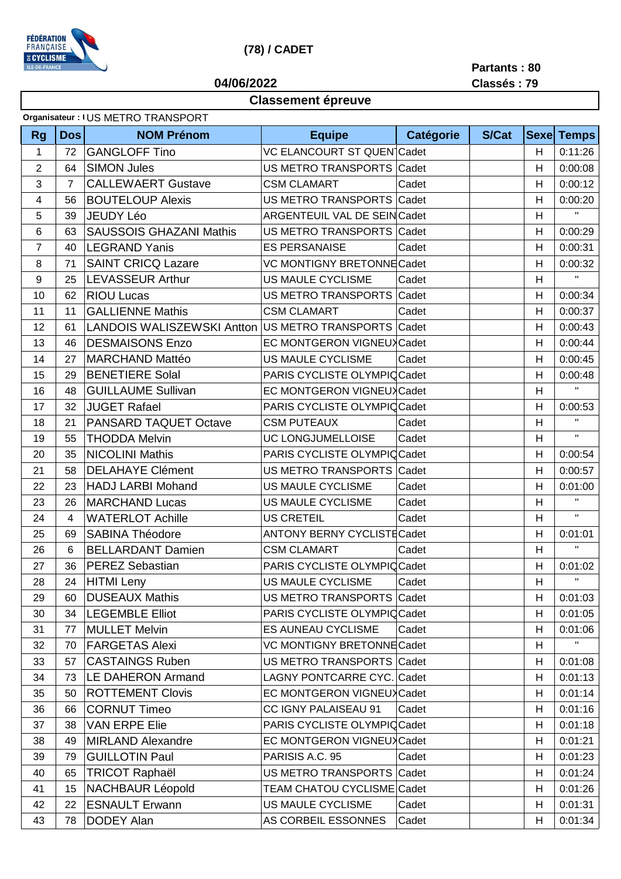**(78) / CADET**

**Partants : 80**
**Classés : 79**

**04/06/2022**

## Classement épreuve

**Organisateur : U**S METRO TRANSPORT

| Rg | Dos | NOM Prénom | Equipe | Catégorie | S/Cat | Sexe | Temps |
|---|---|---|---|---|---|---|---|
| 1 | 72 | GANGLOFF Tino | VC ELANCOURT ST QUEN | Cadet | | H | 0:11:26 |
| 2 | 64 | SIMON Jules | US METRO TRANSPORTS | Cadet | | H | 0:00:08 |
| 3 | 7 | CALLEWAERT Gustave | CSM CLAMART | Cadet | | H | 0:00:12 |
| 4 | 56 | BOUTELOUP Alexis | US METRO TRANSPORTS | Cadet | | H | 0:00:20 |
| 5 | 39 | JEUDY Léo | ARGENTEUIL VAL DE SEIN | Cadet | | H | " |
| 6 | 63 | SAUSSOIS GHAZANI Mathis | US METRO TRANSPORTS | Cadet | | H | 0:00:29 |
| 7 | 40 | LEGRAND Yanis | ES PERSANAISE | Cadet | | H | 0:00:31 |
| 8 | 71 | SAINT CRICQ Lazare | VC MONTIGNY BRETONNE | Cadet | | H | 0:00:32 |
| 9 | 25 | LEVASSEUR Arthur | US MAULE CYCLISME | Cadet | | H | " |
| 10 | 62 | RIOU Lucas | US METRO TRANSPORTS | Cadet | | H | 0:00:34 |
| 11 | 11 | GALLIENNE Mathis | CSM CLAMART | Cadet | | H | 0:00:37 |
| 12 | 61 | LANDOIS WALISZEWSKI Antton | US METRO TRANSPORTS | Cadet | | H | 0:00:43 |
| 13 | 46 | DESMAISONS Enzo | EC MONTGERON VIGNEUX | Cadet | | H | 0:00:44 |
| 14 | 27 | MARCHAND Mattéo | US MAULE CYCLISME | Cadet | | H | 0:00:45 |
| 15 | 29 | BENETIERE Solal | PARIS CYCLISTE OLYMPIQ | Cadet | | H | 0:00:48 |
| 16 | 48 | GUILLAUME Sullivan | EC MONTGERON VIGNEUX | Cadet | | H | " |
| 17 | 32 | JUGET Rafael | PARIS CYCLISTE OLYMPIQ | Cadet | | H | 0:00:53 |
| 18 | 21 | PANSARD TAQUET Octave | CSM PUTEAUX | Cadet | | H | " |
| 19 | 55 | THODDA Melvin | UC LONGJUMELLOISE | Cadet | | H | " |
| 20 | 35 | NICOLINI Mathis | PARIS CYCLISTE OLYMPIQ | Cadet | | H | 0:00:54 |
| 21 | 58 | DELAHAYE Clément | US METRO TRANSPORTS | Cadet | | H | 0:00:57 |
| 22 | 23 | HADJ LARBI Mohand | US MAULE CYCLISME | Cadet | | H | 0:01:00 |
| 23 | 26 | MARCHAND Lucas | US MAULE CYCLISME | Cadet | | H | " |
| 24 | 4 | WATERLOT Achille | US CRETEIL | Cadet | | H | " |
| 25 | 69 | SABINA Théodore | ANTONY BERNY CYCLISTE | Cadet | | H | 0:01:01 |
| 26 | 6 | BELLARDANT Damien | CSM CLAMART | Cadet | | H | " |
| 27 | 36 | PEREZ Sebastian | PARIS CYCLISTE OLYMPIQ | Cadet | | H | 0:01:02 |
| 28 | 24 | HITMI Leny | US MAULE CYCLISME | Cadet | | H | " |
| 29 | 60 | DUSEAUX Mathis | US METRO TRANSPORTS | Cadet | | H | 0:01:03 |
| 30 | 34 | LEGEMBLE Elliot | PARIS CYCLISTE OLYMPIQ | Cadet | | H | 0:01:05 |
| 31 | 77 | MULLET Melvin | ES AUNEAU CYCLISME | Cadet | | H | 0:01:06 |
| 32 | 70 | FARGETAS Alexi | VC MONTIGNY BRETONNE | Cadet | | H | " |
| 33 | 57 | CASTAINGS Ruben | US METRO TRANSPORTS | Cadet | | H | 0:01:08 |
| 34 | 73 | LE DAHERON Armand | LAGNY PONTCARRE CYC. | Cadet | | H | 0:01:13 |
| 35 | 50 | ROTTEMENT Clovis | EC MONTGERON VIGNEUX | Cadet | | H | 0:01:14 |
| 36 | 66 | CORNUT Timeo | CC IGNY PALAISEAU 91 | Cadet | | H | 0:01:16 |
| 37 | 38 | VAN ERPE Elie | PARIS CYCLISTE OLYMPIQ | Cadet | | H | 0:01:18 |
| 38 | 49 | MIRLAND Alexandre | EC MONTGERON VIGNEUX | Cadet | | H | 0:01:21 |
| 39 | 79 | GUILLOTIN Paul | PARISIS A.C. 95 | Cadet | | H | 0:01:23 |
| 40 | 65 | TRICOT Raphaël | US METRO TRANSPORTS | Cadet | | H | 0:01:24 |
| 41 | 15 | NACHBAUR Léopold | TEAM CHATOU CYCLISME | Cadet | | H | 0:01:26 |
| 42 | 22 | ESNAULT Erwann | US MAULE CYCLISME | Cadet | | H | 0:01:31 |
| 43 | 78 | DODEY Alan | AS CORBEIL ESSONNES | Cadet | | H | 0:01:34 |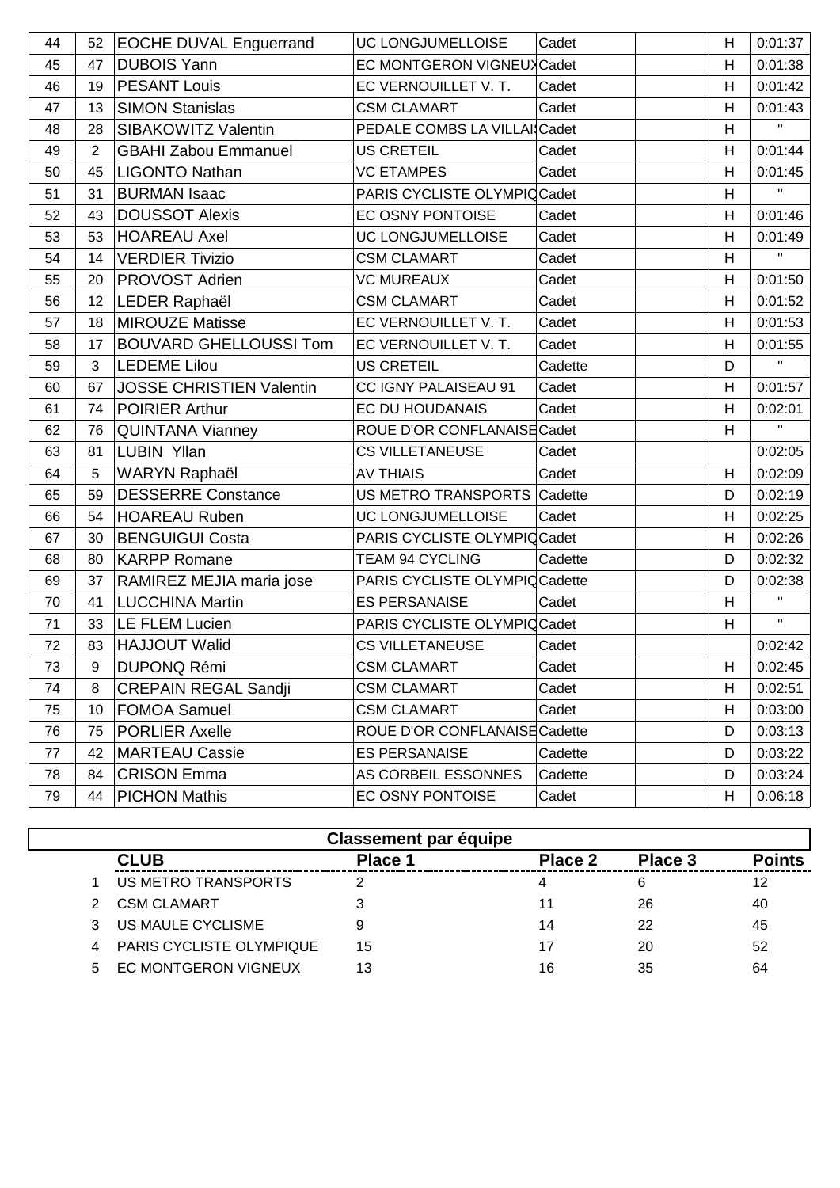| | | | | | | | |
|---|---|---|---|---|---|---|---|
| 44 | 52 | EOCHE DUVAL Enguerrand | UC LONGJUMELLOISE | Cadet | | H | 0:01:37 |
| 45 | 47 | DUBOIS Yann | EC MONTGERON VIGNEUX | Cadet | | H | 0:01:38 |
| 46 | 19 | PESANT Louis | EC VERNOUILLET V. T. | Cadet | | H | 0:01:42 |
| 47 | 13 | SIMON Stanislas | CSM CLAMART | Cadet | | H | 0:01:43 |
| 48 | 28 | SIBAKOWITZ Valentin | PEDALE COMBS LA VILLAI | Cadet | | H | " |
| 49 | 2 | GBAHI Zabou Emmanuel | US CRETEIL | Cadet | | H | 0:01:44 |
| 50 | 45 | LIGONTO Nathan | VC ETAMPES | Cadet | | H | 0:01:45 |
| 51 | 31 | BURMAN Isaac | PARIS CYCLISTE OLYMPIQ | Cadet | | H | " |
| 52 | 43 | DOUSSOT Alexis | EC OSNY PONTOISE | Cadet | | H | 0:01:46 |
| 53 | 53 | HOAREAU Axel | UC LONGJUMELLOISE | Cadet | | H | 0:01:49 |
| 54 | 14 | VERDIER Tivizio | CSM CLAMART | Cadet | | H | " |
| 55 | 20 | PROVOST Adrien | VC MUREAUX | Cadet | | H | 0:01:50 |
| 56 | 12 | LEDER Raphaël | CSM CLAMART | Cadet | | H | 0:01:52 |
| 57 | 18 | MIROUZE Matisse | EC VERNOUILLET V. T. | Cadet | | H | 0:01:53 |
| 58 | 17 | BOUVARD GHELLOUSSI Tom | EC VERNOUILLET V. T. | Cadet | | H | 0:01:55 |
| 59 | 3 | LEDEME Lilou | US CRETEIL | Cadette | | D | " |
| 60 | 67 | JOSSE CHRISTIEN Valentin | CC IGNY PALAISEAU 91 | Cadet | | H | 0:01:57 |
| 61 | 74 | POIRIER Arthur | EC DU HOUDANAIS | Cadet | | H | 0:02:01 |
| 62 | 76 | QUINTANA Vianney | ROUE D'OR CONFLANAISE | Cadet | | H | " |
| 63 | 81 | LUBIN Yllan | CS VILLETANEUSE | Cadet | | | 0:02:05 |
| 64 | 5 | WARYN Raphaël | AV THIAIS | Cadet | | H | 0:02:09 |
| 65 | 59 | DESSERRE Constance | US METRO TRANSPORTS | Cadette | | D | 0:02:19 |
| 66 | 54 | HOAREAU Ruben | UC LONGJUMELLOISE | Cadet | | H | 0:02:25 |
| 67 | 30 | BENGUIGUI Costa | PARIS CYCLISTE OLYMPIQ | Cadet | | H | 0:02:26 |
| 68 | 80 | KARPP Romane | TEAM 94 CYCLING | Cadette | | D | 0:02:32 |
| 69 | 37 | RAMIREZ MEJIA maria jose | PARIS CYCLISTE OLYMPIQ | Cadette | | D | 0:02:38 |
| 70 | 41 | LUCCHINA Martin | ES PERSANAISE | Cadet | | H | " |
| 71 | 33 | LE FLEM Lucien | PARIS CYCLISTE OLYMPIQ | Cadet | | H | " |
| 72 | 83 | HAJJOUT Walid | CS VILLETANEUSE | Cadet | | | 0:02:42 |
| 73 | 9 | DUPONQ Rémi | CSM CLAMART | Cadet | | H | 0:02:45 |
| 74 | 8 | CREPAIN REGAL Sandji | CSM CLAMART | Cadet | | H | 0:02:51 |
| 75 | 10 | FOMOA Samuel | CSM CLAMART | Cadet | | H | 0:03:00 |
| 76 | 75 | PORLIER Axelle | ROUE D'OR CONFLANAISE | Cadette | | D | 0:03:13 |
| 77 | 42 | MARTEAU Cassie | ES PERSANAISE | Cadette | | D | 0:03:22 |
| 78 | 84 | CRISON Emma | AS CORBEIL ESSONNES | Cadette | | D | 0:03:24 |
| 79 | 44 | PICHON Mathis | EC OSNY PONTOISE | Cadet | | H | 0:06:18 |

## Classement par équipe

| | CLUB | Place 1 | Place 2 | Place 3 | Points |
|---|---|---|---|---|---|
| 1 | US METRO TRANSPORTS | 2 | 4 | 6 | 12 |
| 2 | CSM CLAMART | 3 | 11 | 26 | 40 |
| 3 | US MAULE CYCLISME | 9 | 14 | 22 | 45 |
| 4 | PARIS CYCLISTE OLYMPIQUE | 15 | 17 | 20 | 52 |
| 5 | EC MONTGERON VIGNEUX | 13 | 16 | 35 | 64 |